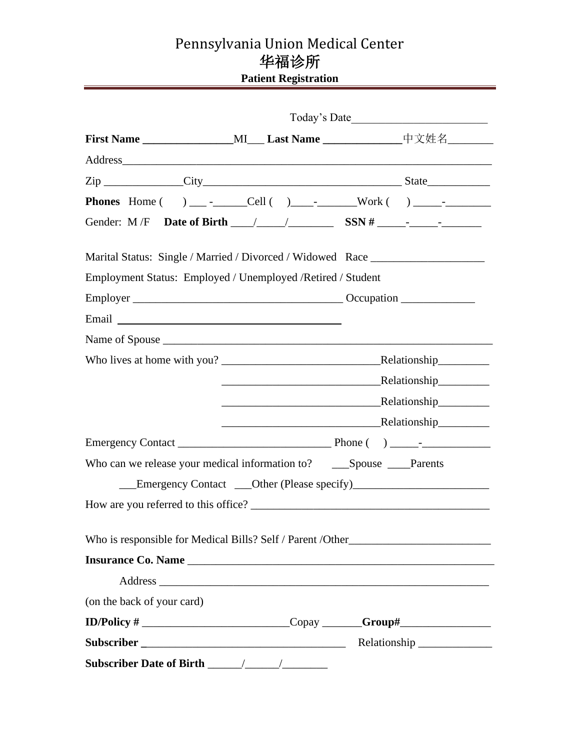# Pennsylvania Union Medical Center

# 华福诊所

**Patient Registration**

Today's Date_______________________

**First Name** _______________MI___ **Last Name** _____________中文姓名________

Address_______________________________________________________________

Zip _____________City_________________________________ State__________

**Phones** Home ( ) ___ -______Cell ( )____-_______Work ( ) _____-________

Gender: M /F **Date of Birth** ____/_____/________ **SSN #** _____-_____-_______

Marital Status: Single / Married / Divorced / Widowed Race ___________________

Employment Status: Employed / Unemployed /Retired / Student

Employer ____________________________________ Occupation ____________

Email ____________________________________

Name of Spouse _______________________________________________________

Who lives at home with you? ___________________________Relationship_________

___________________________Relationship_________

___________________________Relationship_________

___________________________Relationship_________

Emergency Contact __________________________ Phone ( ) _____-___________

Who can we release your medical information to? ___Spouse ____Parents

___Emergency Contact ___Other (Please specify)_______________________

How are you referred to this office? ________________________________________

Who is responsible for Medical Bills? Self / Parent /Other________________________

**Insurance Co. Name** _____________________________________________________

Address _____________________________________________________________

(on the back of your card)

**ID/Policy #** _________________________Copay _______**Group#**________________

**Subscriber** ___________________________________ Relationship _____________

**Subscriber Date of Birth** ______/______/________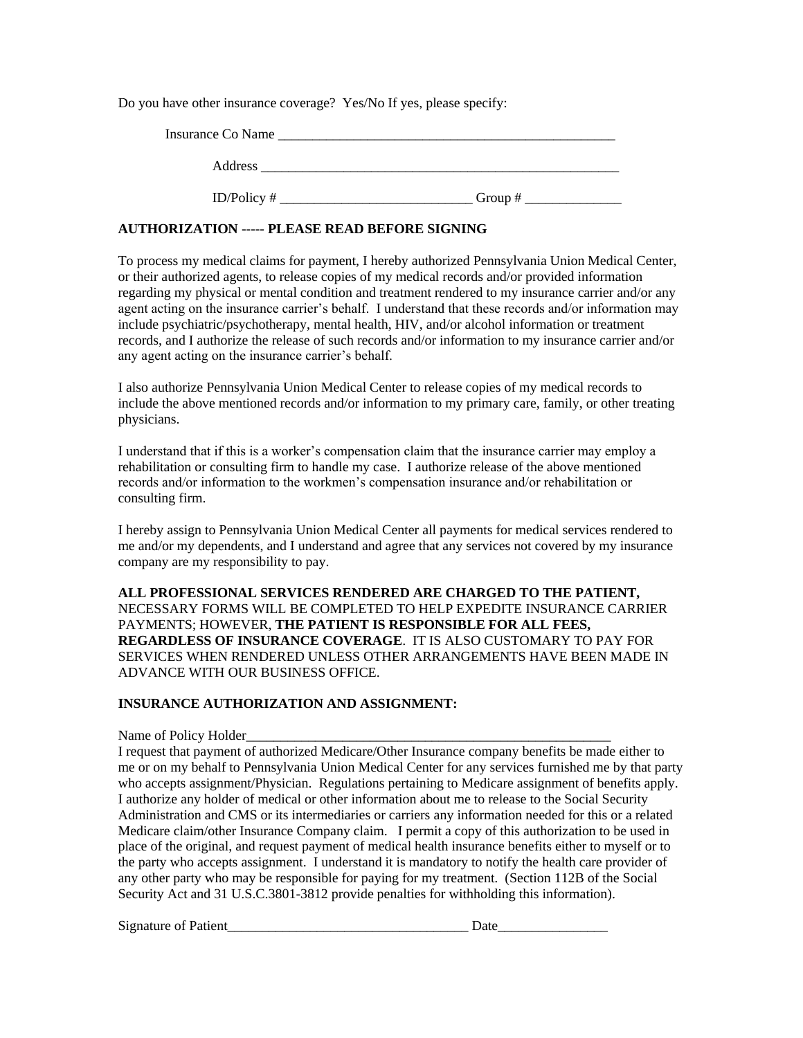Do you have other insurance coverage? Yes/No If yes, please specify:

Insurance Co Name ___________________________________________________

Address ______________________________________________________

ID/Policy # ____________________________ Group # ______________

**AUTHORIZATION ----- PLEASE READ BEFORE SIGNING**

To process my medical claims for payment, I hereby authorized Pennsylvania Union Medical Center, or their authorized agents, to release copies of my medical records and/or provided information regarding my physical or mental condition and treatment rendered to my insurance carrier and/or any agent acting on the insurance carrier's behalf. I understand that these records and/or information may include psychiatric/psychotherapy, mental health, HIV, and/or alcohol information or treatment records, and I authorize the release of such records and/or information to my insurance carrier and/or any agent acting on the insurance carrier's behalf.

I also authorize Pennsylvania Union Medical Center to release copies of my medical records to include the above mentioned records and/or information to my primary care, family, or other treating physicians.

I understand that if this is a worker's compensation claim that the insurance carrier may employ a rehabilitation or consulting firm to handle my case. I authorize release of the above mentioned records and/or information to the workmen's compensation insurance and/or rehabilitation or consulting firm.

I hereby assign to Pennsylvania Union Medical Center all payments for medical services rendered to me and/or my dependents, and I understand and agree that any services not covered by my insurance company are my responsibility to pay.

**ALL PROFESSIONAL SERVICES RENDERED ARE CHARGED TO THE PATIENT,** NECESSARY FORMS WILL BE COMPLETED TO HELP EXPEDITE INSURANCE CARRIER PAYMENTS; HOWEVER, **THE PATIENT IS RESPONSIBLE FOR ALL FEES, REGARDLESS OF INSURANCE COVERAGE**. IT IS ALSO CUSTOMARY TO PAY FOR SERVICES WHEN RENDERED UNLESS OTHER ARRANGEMENTS HAVE BEEN MADE IN ADVANCE WITH OUR BUSINESS OFFICE.

**INSURANCE AUTHORIZATION AND ASSIGNMENT:**

Name of Policy Holder________________________________________________________

I request that payment of authorized Medicare/Other Insurance company benefits be made either to me or on my behalf to Pennsylvania Union Medical Center for any services furnished me by that party who accepts assignment/Physician. Regulations pertaining to Medicare assignment of benefits apply. I authorize any holder of medical or other information about me to release to the Social Security Administration and CMS or its intermediaries or carriers any information needed for this or a related Medicare claim/other Insurance Company claim. I permit a copy of this authorization to be used in place of the original, and request payment of medical health insurance benefits either to myself or to the party who accepts assignment. I understand it is mandatory to notify the health care provider of any other party who may be responsible for paying for my treatment. (Section 112B of the Social Security Act and 31 U.S.C.3801-3812 provide penalties for withholding this information).

Signature of Patient____________________________________ Date________________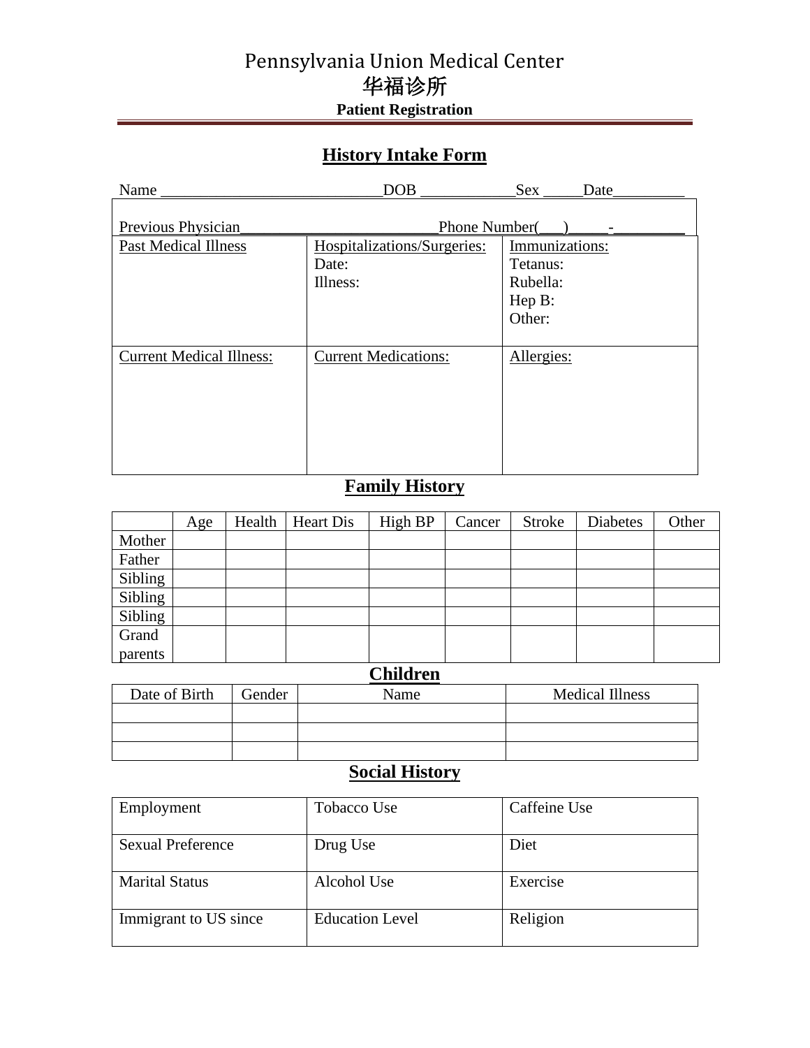# Pennsylvania Union Medical Center

# 华福诊所

**Patient Registration**

## History Intake Form

Name ____________________________DOB ____________Sex _____Date_________

Previous Physician_________________________Phone Number(___)_____-_________

| Past Medical Illness | Hospitalizations/Surgeries:<br>Date:<br>Illness: | Immunizations:<br>Tetanus:<br>Rubella:<br>Hep B:<br>Other: |
|---|---|---|
| Current Medical Illness: | Current Medications: | Allergies: |

## Family History

| | Age | Health | Heart Dis | High BP | Cancer | Stroke | Diabetes | Other |
|---|---|---|---|---|---|---|---|---|
| Mother | | | | | | | | |
| Father | | | | | | | | |
| Sibling | | | | | | | | |
| Sibling | | | | | | | | |
| Sibling | | | | | | | | |
| Grand parents | | | | | | | | |

## Children

| Date of Birth | Gender | Name | Medical Illness |
|---|---|---|---|
| | | | |
| | | | |
| | | | |

## Social History

| | | |
|---|---|---|
| Employment | Tobacco Use | Caffeine Use |
| Sexual Preference | Drug Use | Diet |
| Marital Status | Alcohol Use | Exercise |
| Immigrant to US since | Education Level | Religion |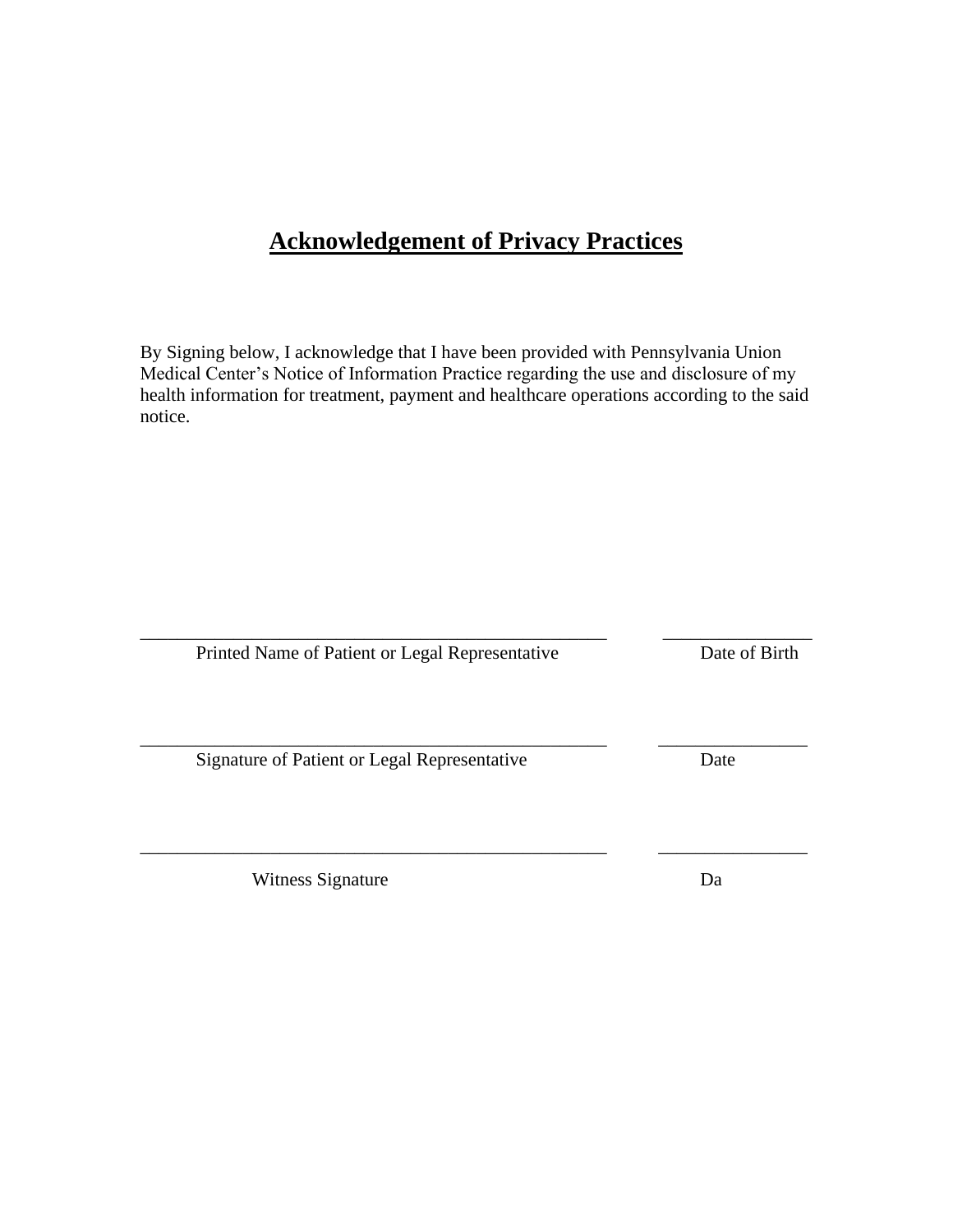# Acknowledgement of Privacy Practices

By Signing below, I acknowledge that I have been provided with Pennsylvania Union Medical Center's Notice of Information Practice regarding the use and disclosure of my health information for treatment, payment and healthcare operations according to the said notice.

\_\_\_\_\_\_\_\_\_\_\_\_\_\_\_\_\_\_\_\_\_\_\_\_\_\_\_\_\_\_\_\_\_\_\_\_\_\_\_\_\_\_\_\_\_\_\_\_\_\_\_\_ \_\_\_\_\_\_\_\_\_\_\_\_\_\_\_\_\_
Printed Name of Patient or Legal Representative Date of Birth

\_\_\_\_\_\_\_\_\_\_\_\_\_\_\_\_\_\_\_\_\_\_\_\_\_\_\_\_\_\_\_\_\_\_\_\_\_\_\_\_\_\_\_\_\_\_\_\_\_\_\_\_ \_\_\_\_\_\_\_\_\_\_\_\_\_\_\_\_\_
Signature of Patient or Legal Representative Date

\_\_\_\_\_\_\_\_\_\_\_\_\_\_\_\_\_\_\_\_\_\_\_\_\_\_\_\_\_\_\_\_\_\_\_\_\_\_\_\_\_\_\_\_\_\_\_\_\_\_\_\_ \_\_\_\_\_\_\_\_\_\_\_\_\_\_\_\_\_
Witness Signature Da